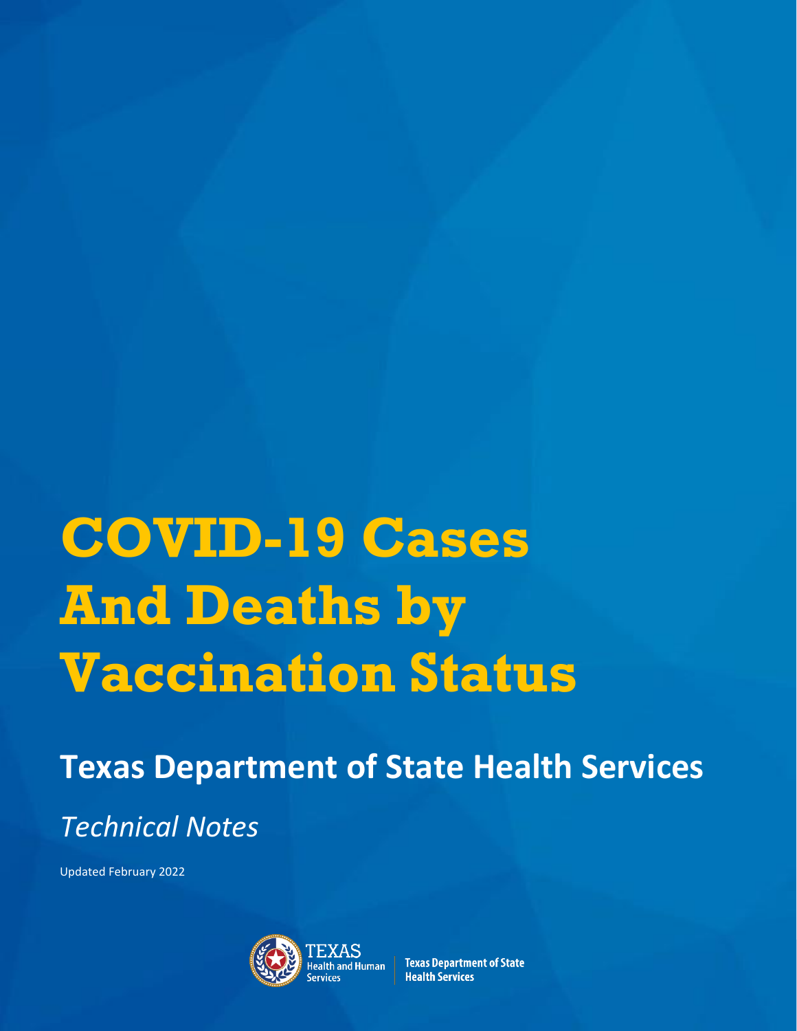# COVID-19 Cases And Deaths by Vaccination Status

## Texas Department of State Health Services

*Technical Notes*

Updated February 2022

TEXAS Health and Human Services | Texas Department of State Health Services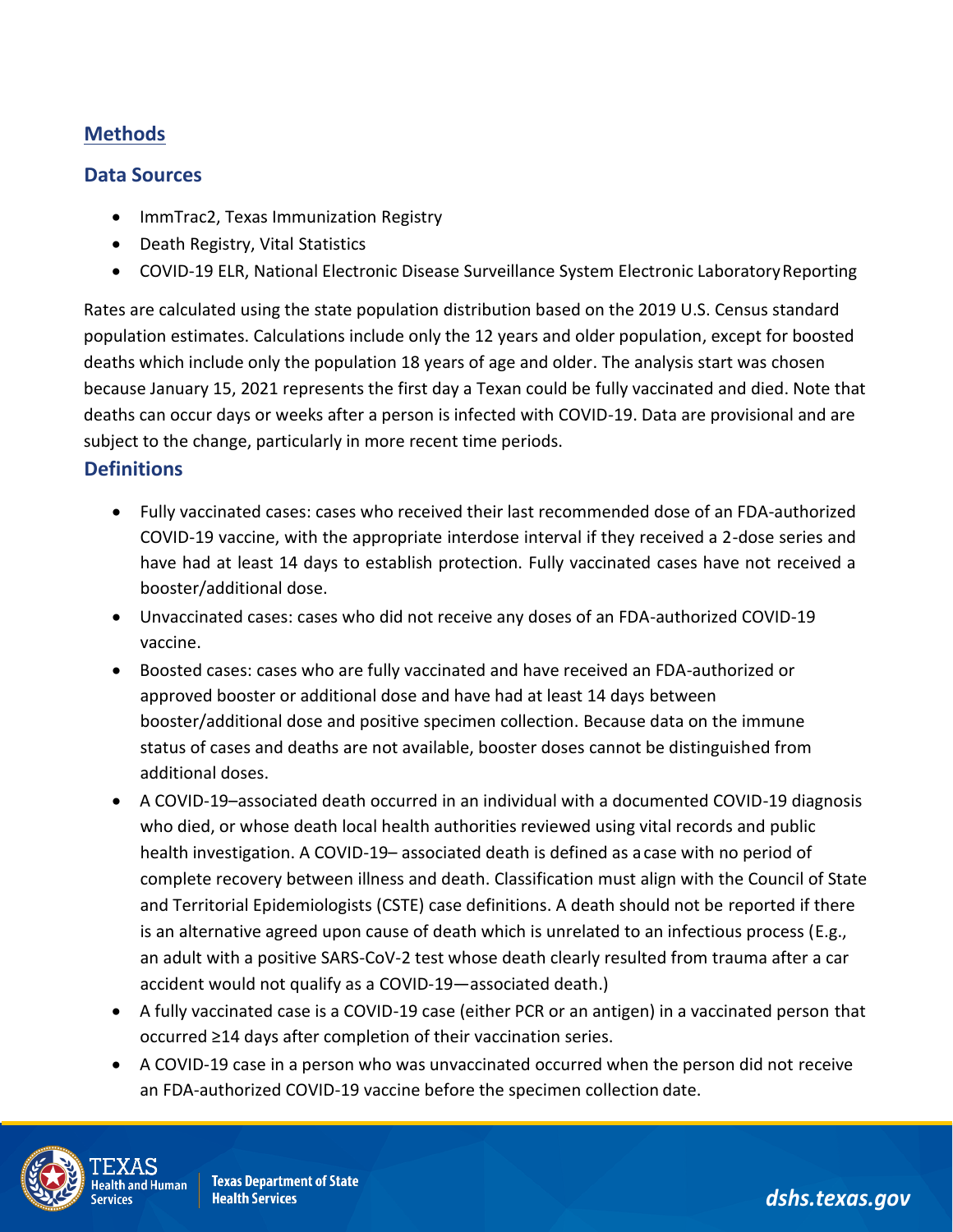## Methods

### Data Sources

- ImmTrac2, Texas Immunization Registry
- Death Registry, Vital Statistics
- COVID-19 ELR, National Electronic Disease Surveillance System Electronic Laboratory Reporting

Rates are calculated using the state population distribution based on the 2019 U.S. Census standard population estimates. Calculations include only the 12 years and older population, except for boosted deaths which include only the population 18 years of age and older. The analysis start was chosen because January 15, 2021 represents the first day a Texan could be fully vaccinated and died. Note that deaths can occur days or weeks after a person is infected with COVID-19. Data are provisional and are subject to the change, particularly in more recent time periods.

### Definitions

- Fully vaccinated cases: cases who received their last recommended dose of an FDA-authorized COVID-19 vaccine, with the appropriate interdose interval if they received a 2-dose series and have had at least 14 days to establish protection. Fully vaccinated cases have not received a booster/additional dose.
- Unvaccinated cases: cases who did not receive any doses of an FDA-authorized COVID-19 vaccine.
- Boosted cases: cases who are fully vaccinated and have received an FDA-authorized or approved booster or additional dose and have had at least 14 days between booster/additional dose and positive specimen collection. Because data on the immune status of cases and deaths are not available, booster doses cannot be distinguished from additional doses.
- A COVID-19–associated death occurred in an individual with a documented COVID-19 diagnosis who died, or whose death local health authorities reviewed using vital records and public health investigation. A COVID-19– associated death is defined as a case with no period of complete recovery between illness and death. Classification must align with the Council of State and Territorial Epidemiologists (CSTE) case definitions. A death should not be reported if there is an alternative agreed upon cause of death which is unrelated to an infectious process (E.g., an adult with a positive SARS-CoV-2 test whose death clearly resulted from trauma after a car accident would not qualify as a COVID-19—associated death.)
- A fully vaccinated case is a COVID-19 case (either PCR or an antigen) in a vaccinated person that occurred ≥14 days after completion of their vaccination series.
- A COVID-19 case in a person who was unvaccinated occurred when the person did not receive an FDA-authorized COVID-19 vaccine before the specimen collection date.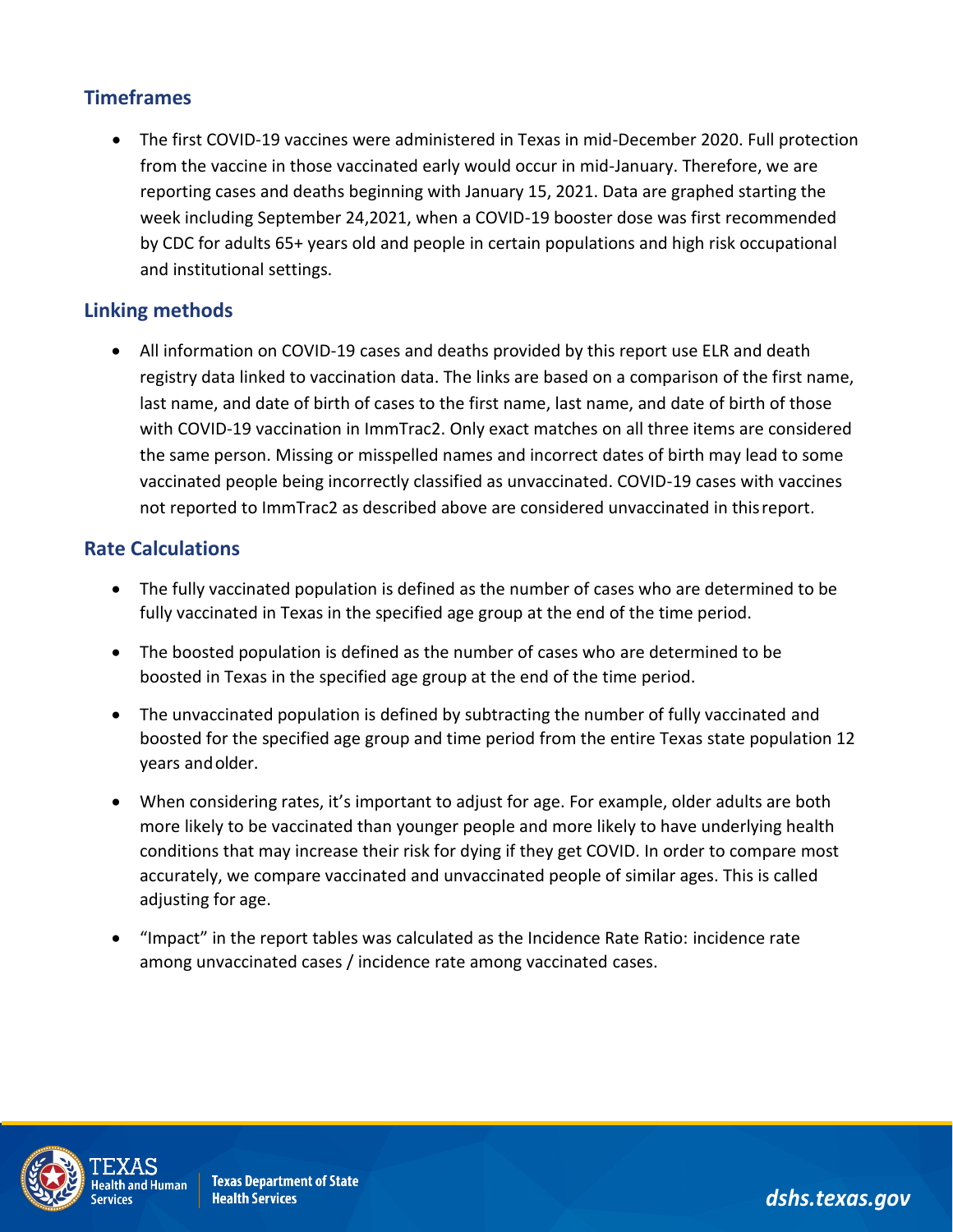## Timeframes

- The first COVID-19 vaccines were administered in Texas in mid-December 2020. Full protection from the vaccine in those vaccinated early would occur in mid-January. Therefore, we are reporting cases and deaths beginning with January 15, 2021. Data are graphed starting the week including September 24,2021, when a COVID-19 booster dose was first recommended by CDC for adults 65+ years old and people in certain populations and high risk occupational and institutional settings.

## Linking methods

- All information on COVID-19 cases and deaths provided by this report use ELR and death registry data linked to vaccination data. The links are based on a comparison of the first name, last name, and date of birth of cases to the first name, last name, and date of birth of those with COVID-19 vaccination in ImmTrac2. Only exact matches on all three items are considered the same person. Missing or misspelled names and incorrect dates of birth may lead to some vaccinated people being incorrectly classified as unvaccinated. COVID-19 cases with vaccines not reported to ImmTrac2 as described above are considered unvaccinated in this report.

## Rate Calculations

- The fully vaccinated population is defined as the number of cases who are determined to be fully vaccinated in Texas in the specified age group at the end of the time period.
- The boosted population is defined as the number of cases who are determined to be boosted in Texas in the specified age group at the end of the time period.
- The unvaccinated population is defined by subtracting the number of fully vaccinated and boosted for the specified age group and time period from the entire Texas state population 12 years and older.
- When considering rates, it's important to adjust for age. For example, older adults are both more likely to be vaccinated than younger people and more likely to have underlying health conditions that may increase their risk for dying if they get COVID. In order to compare most accurately, we compare vaccinated and unvaccinated people of similar ages. This is called adjusting for age.
- "Impact" in the report tables was calculated as the Incidence Rate Ratio: incidence rate among unvaccinated cases / incidence rate among vaccinated cases.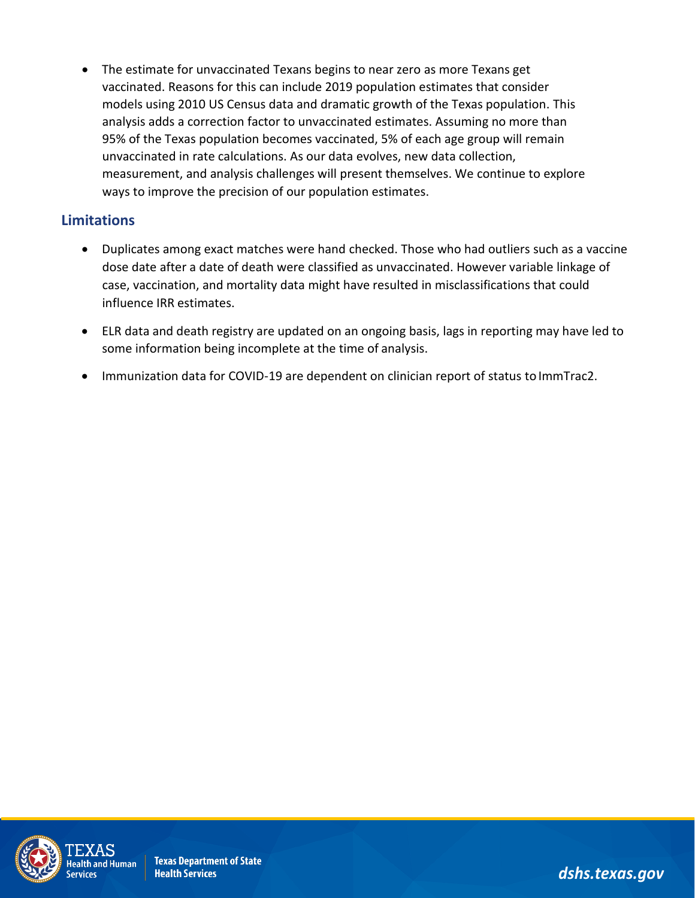- The estimate for unvaccinated Texans begins to near zero as more Texans get vaccinated. Reasons for this can include 2019 population estimates that consider models using 2010 US Census data and dramatic growth of the Texas population. This analysis adds a correction factor to unvaccinated estimates. Assuming no more than 95% of the Texas population becomes vaccinated, 5% of each age group will remain unvaccinated in rate calculations. As our data evolves, new data collection, measurement, and analysis challenges will present themselves. We continue to explore ways to improve the precision of our population estimates.

## Limitations

- Duplicates among exact matches were hand checked. Those who had outliers such as a vaccine dose date after a date of death were classified as unvaccinated. However variable linkage of case, vaccination, and mortality data might have resulted in misclassifications that could influence IRR estimates.
- ELR data and death registry are updated on an ongoing basis, lags in reporting may have led to some information being incomplete at the time of analysis.
- Immunization data for COVID-19 are dependent on clinician report of status to ImmTrac2.